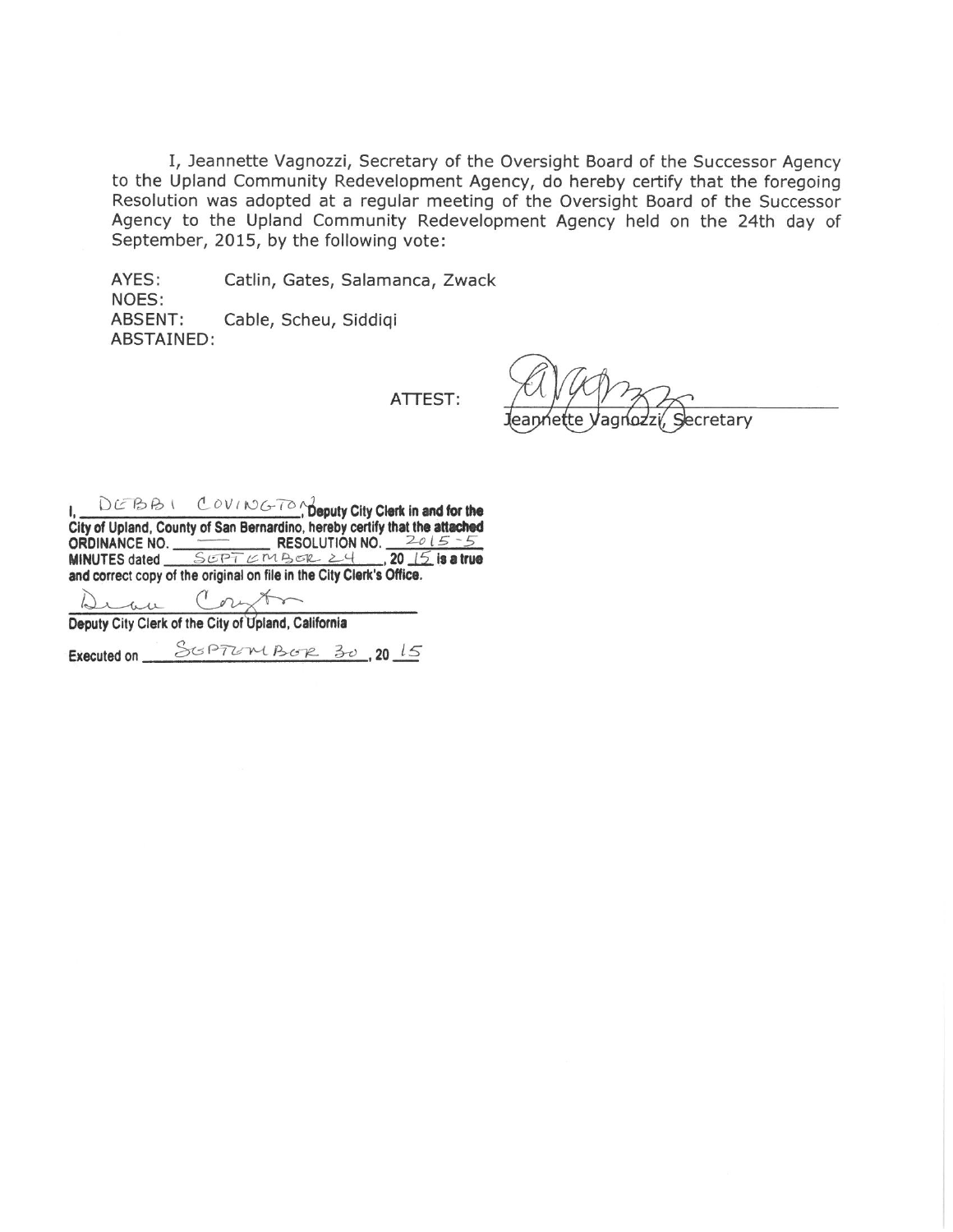I, Jeannette Vagnozzi, Secretary of the Oversight Board of the Successor Agency to the Upland Community Redevelopment Agency, do hereby certify that the foregoing Resolution was adopted at a regular meeting of the Oversight Board of the Successor Agency to the Upland Community Redevelopment Agency held on the 24th day of September, 2015, by the following vote:

AYES: Catlin, Gates, Salamanca, Zwack
NOES:
ABSENT: Cable, Scheu, Siddiqi
ABSTAINED:

ATTEST: _______________________
Jeannette Vagnozzi, Secretary

**I, DEBBI COVINGTON, Deputy City Clerk in and for the City of Upland, County of San Bernardino, hereby certify that the attached ORDINANCE NO. ——— RESOLUTION NO. 2015-5 MINUTES dated SEPTEMBER 24, 20 15 is a true and correct copy of the original on file in the City Clerk's Office.**

_______________________
**Deputy City Clerk of the City of Upland, California**

**Executed on SEPTEMBER 30, 20 15**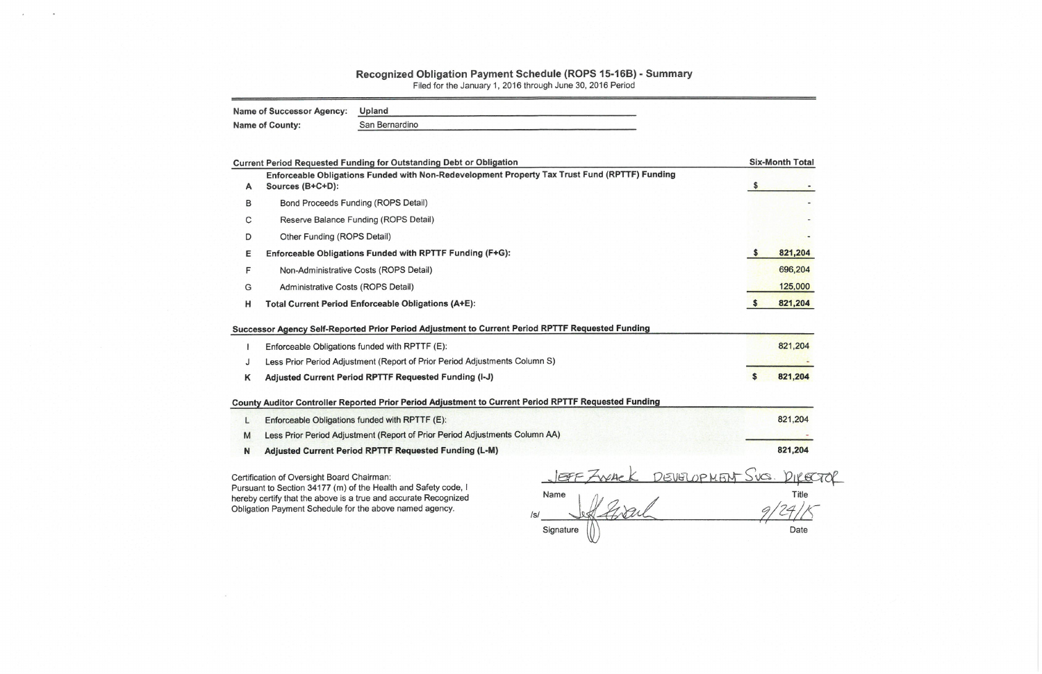# Recognized Obligation Payment Schedule (ROPS 15-16B) - Summary

Filed for the January 1, 2016 through June 30, 2016 Period

**Name of Successor Agency:** Upland

**Name of County:** San Bernardino

| | Current Period Requested Funding for Outstanding Debt or Obligation | Six-Month Total |
|---|---|---|
| A | **Enforceable Obligations Funded with Non-Redevelopment Property Tax Trust Fund (RPTTF) Funding Sources (B+C+D):** | $ - |
| B | Bond Proceeds Funding (ROPS Detail) | - |
| C | Reserve Balance Funding (ROPS Detail) | - |
| D | Other Funding (ROPS Detail) | - |
| E | **Enforceable Obligations Funded with RPTTF Funding (F+G):** | **$ 821,204** |
| F | Non-Administrative Costs (ROPS Detail) | 696,204 |
| G | Administrative Costs (ROPS Detail) | 125,000 |
| H | **Total Current Period Enforceable Obligations (A+E):** | **$ 821,204** |

| | Successor Agency Self-Reported Prior Period Adjustment to Current Period RPTTF Requested Funding | |
|---|---|---|
| I | Enforceable Obligations funded with RPTTF (E): | 821,204 |
| J | Less Prior Period Adjustment (Report of Prior Period Adjustments Column S) | - |
| K | **Adjusted Current Period RPTTF Requested Funding (I-J)** | **$ 821,204** |

| | County Auditor Controller Reported Prior Period Adjustment to Current Period RPTTF Requested Funding | |
|---|---|---|
| L | Enforceable Obligations funded with RPTTF (E): | 821,204 |
| M | Less Prior Period Adjustment (Report of Prior Period Adjustments Column AA) | - |
| N | **Adjusted Current Period RPTTF Requested Funding (L-M)** | **821,204** |

Certification of Oversight Board Chairman:
Pursuant to Section 34177 (m) of the Health and Safety code, I hereby certify that the above is a true and accurate Recognized Obligation Payment Schedule for the above named agency.

| Jeff Zwack | Development Svcs. Director |
|---|---|
| Name | Title |
| /s/ [signature] | 9/24/15 |
| Signature | Date |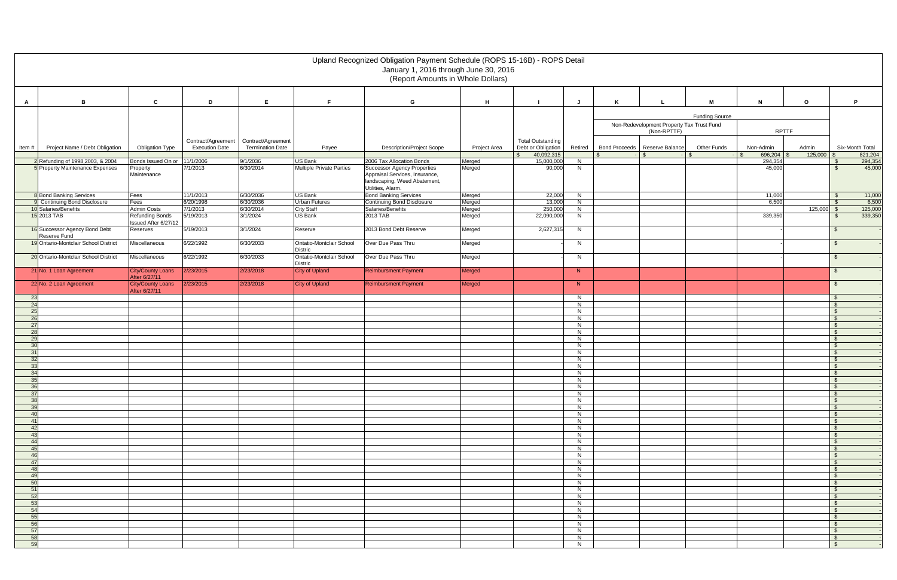# Upland Recognized Obligation Payment Schedule (ROPS 15-16B) - ROPS Detail

January 1, 2016 through June 30, 2016

(Report Amounts in Whole Dollars)

| A | B | C | D | E | F | G | H | I | J | K | L | M | N | O | P |
|---|---|---|---|---|---|---|---|---|---|---|---|---|---|---|---|
| | | | | | | | | | | Funding Source | | | | | |
| | | | | | | | | | | Non-Redevelopment Property Tax Trust Fund (Non-RPTTF) | | | RPTTF | | |
| Item # | Project Name / Debt Obligation | Obligation Type | Contract/Agreement Execution Date | Contract/Agreement Termination Date | Payee | Description/Project Scope | Project Area | Total Outstanding Debt or Obligation | Retired | Bond Proceeds | Reserve Balance | Other Funds | Non-Admin | Admin | Six-Month Total |
| | | | | | | | | $ 40,092,315 | | $ - | $ - | $ - | $ 696,204 | $ 125,000 | $ 821,204 |
| 2 | Refunding of 1998,2003, & 2004 | Bonds Issued On or | 11/1/2006 | 9/1/2036 | US Bank | 2006 Tax Allocation Bonds | Merged | 15,000,000 | N | | | | 294,354 | | $ 294,354 |
| 5 | Property Maintenance Expenses | Property Maintenance | 7/1/2013 | 6/30/2014 | Multiple Private Parties | Successor Agency Properties Appraisal Services, Insurance, landscaping, Weed Abatement, Utilities, Alarm. | Merged | 90,000 | N | | | | 45,000 | | $ 45,000 |
| 8 | Bond Banking Services | Fees | 11/1/2013 | 6/30/2036 | US Bank | Bond Banking Services | Merged | 22,000 | N | | | | 11,000 | | $ 11,000 |
| 9 | Continuing Bond Disclosure | Fees | 6/20/1998 | 6/30/2036 | Urban Futures | Continuing Bond Disclosure | Merged | 13,000 | N | | | | 6,500 | | $ 6,500 |
| 10 | Salaries/Benefits | Admin Costs | 7/1/2013 | 6/30/2014 | City Staff | Salaries/Benefits | Merged | 250,000 | N | | | | | 125,000 | $ 125,000 |
| 15 | 2013 TAB | Refunding Bonds Issued After 6/27/12 | 5/19/2013 | 3/1/2024 | US Bank | 2013 TAB | Merged | 22,090,000 | N | | | | 339,350 | | $ 339,350 |
| 16 | Successor Agency Bond Debt Reserve Fund | Reserves | 5/19/2013 | 3/1/2024 | Reserve | 2013 Bond Debt Reserve | Merged | 2,627,315 | N | | | | - | | $ - |
| 19 | Ontario-Montclair School District | Miscellaneous | 6/22/1992 | 6/30/2033 | Ontatio-Montclair School Distric | Over Due Pass Thru | Merged | - | N | | | | - | | $ - |
| 20 | Ontario-Montclair School District | Miscellaneous | 6/22/1992 | 6/30/2033 | Ontatio-Montclair School Distric | Over Due Pass Thru | Merged | - | N | | | | - | | $ - |
| 21 | No. 1 Loan Agreement | City/County Loans After 6/27/11 | 2/23/2015 | 2/23/2018 | City of Upland | Reimbursment Payment | Merged | | N | | | | | | $ - |
| 22 | No. 2 Loan Agreement | City/County Loans After 6/27/11 | 2/23/2015 | 2/23/2018 | City of Upland | Reimbursment Payment | Merged | | N | | | | | | $ - |
| 23 | | | | | | | | | N | | | | | | $ - |
| 24 | | | | | | | | | N | | | | | | $ - |
| 25 | | | | | | | | | N | | | | | | $ - |
| 26 | | | | | | | | | N | | | | | | $ - |
| 27 | | | | | | | | | N | | | | | | $ - |
| 28 | | | | | | | | | N | | | | | | $ - |
| 29 | | | | | | | | | N | | | | | | $ - |
| 30 | | | | | | | | | N | | | | | | $ - |
| 31 | | | | | | | | | N | | | | | | $ - |
| 32 | | | | | | | | | N | | | | | | $ - |
| 33 | | | | | | | | | N | | | | | | $ - |
| 34 | | | | | | | | | N | | | | | | $ - |
| 35 | | | | | | | | | N | | | | | | $ - |
| 36 | | | | | | | | | N | | | | | | $ - |
| 37 | | | | | | | | | N | | | | | | $ - |
| 38 | | | | | | | | | N | | | | | | $ - |
| 39 | | | | | | | | | N | | | | | | $ - |
| 40 | | | | | | | | | N | | | | | | $ - |
| 41 | | | | | | | | | N | | | | | | $ - |
| 42 | | | | | | | | | N | | | | | | $ - |
| 43 | | | | | | | | | N | | | | | | $ - |
| 44 | | | | | | | | | N | | | | | | $ - |
| 45 | | | | | | | | | N | | | | | | $ - |
| 46 | | | | | | | | | N | | | | | | $ - |
| 47 | | | | | | | | | N | | | | | | $ - |
| 48 | | | | | | | | | N | | | | | | $ - |
| 49 | | | | | | | | | N | | | | | | $ - |
| 50 | | | | | | | | | N | | | | | | $ - |
| 51 | | | | | | | | | N | | | | | | $ - |
| 52 | | | | | | | | | N | | | | | | $ - |
| 53 | | | | | | | | | N | | | | | | $ - |
| 54 | | | | | | | | | N | | | | | | $ - |
| 55 | | | | | | | | | N | | | | | | $ - |
| 56 | | | | | | | | | N | | | | | | $ - |
| 57 | | | | | | | | | N | | | | | | $ - |
| 58 | | | | | | | | | N | | | | | | $ - |
| 59 | | | | | | | | | N | | | | | | $ - |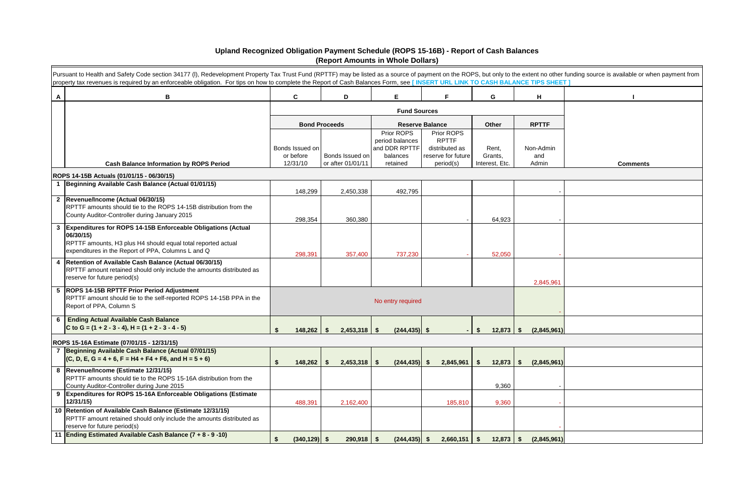# Upland Recognized Obligation Payment Schedule (ROPS 15-16B) - Report of Cash Balances
## (Report Amounts in Whole Dollars)

Pursuant to Health and Safety Code section 34177 (l), Redevelopment Property Tax Trust Fund (RPTTF) may be listed as a source of payment on the ROPS, but only to the extent no other funding source is available or when payment from property tax revenues is required by an enforceable obligation. For tips on how to complete the Report of Cash Balances Form, see [ INSERT URL LINK TO CASH BALANCE TIPS SHEET ]

| A | B | C | D | E | F | G | H | I |
|---|---|---|---|---|---|---|---|---|
| | | Fund Sources | | | | | | |
| | | Bond Proceeds | | Reserve Balance | | Other | RPTTF | |
| | Cash Balance Information by ROPS Period | Bonds Issued on or before 12/31/10 | Bonds Issued on or after 01/01/11 | Prior ROPS period balances and DDR RPTTF balances retained | Prior ROPS RPTTF distributed as reserve for future period(s) | Rent, Grants, Interest, Etc. | Non-Admin and Admin | Comments |
| | **ROPS 14-15B Actuals (01/01/15 - 06/30/15)** | | | | | | | |
| 1 | **Beginning Available Cash Balance (Actual 01/01/15)** | 148,299 | 2,450,338 | 492,795 | | | - | |
| 2 | **Revenue/Income (Actual 06/30/15)** RPTTF amounts should tie to the ROPS 14-15B distribution from the County Auditor-Controller during January 2015 | 298,354 | 360,380 | | - | 64,923 | - | |
| 3 | **Expenditures for ROPS 14-15B Enforceable Obligations (Actual 06/30/15)** RPTTF amounts, H3 plus H4 should equal total reported actual expenditures in the Report of PPA, Columns L and Q | 298,391 | 357,400 | 737,230 | - | 52,050 | - | |
| 4 | **Retention of Available Cash Balance (Actual 06/30/15)** RPTTF amount retained should only include the amounts distributed as reserve for future period(s) | | | | | | 2,845,961 | |
| 5 | **ROPS 14-15B RPTTF Prior Period Adjustment** RPTTF amount should tie to the self-reported ROPS 14-15B PPA in the Report of PPA, Column S | No entry required | | | | | - | |
| 6 | **Ending Actual Available Cash Balance** C to G = (1 + 2 - 3 - 4), H = (1 + 2 - 3 - 4 - 5) | $ 148,262 | $ 2,453,318 | $ (244,435) | $ - | $ 12,873 | $ (2,845,961) | |
| | **ROPS 15-16A Estimate (07/01/15 - 12/31/15)** | | | | | | | |
| 7 | **Beginning Available Cash Balance (Actual 07/01/15)** (C, D, E, G = 4 + 6, F = H4 + F4 + F6, and H = 5 + 6) | $ 148,262 | $ 2,453,318 | $ (244,435) | $ 2,845,961 | $ 12,873 | $ (2,845,961) | |
| 8 | **Revenue/Income (Estimate 12/31/15)** RPTTF amounts should tie to the ROPS 15-16A distribution from the County Auditor-Controller during June 2015 | | | | | 9,360 | - | |
| 9 | **Expenditures for ROPS 15-16A Enforceable Obligations (Estimate 12/31/15)** | 488,391 | 2,162,400 | | 185,810 | 9,360 | - | |
| 10 | **Retention of Available Cash Balance (Estimate 12/31/15)** RPTTF amount retained should only include the amounts distributed as reserve for future period(s) | | | | | | - | |
| 11 | **Ending Estimated Available Cash Balance (7 + 8 - 9 -10)** | $ (340,129) | $ 290,918 | $ (244,435) | $ 2,660,151 | $ 12,873 | $ (2,845,961) | |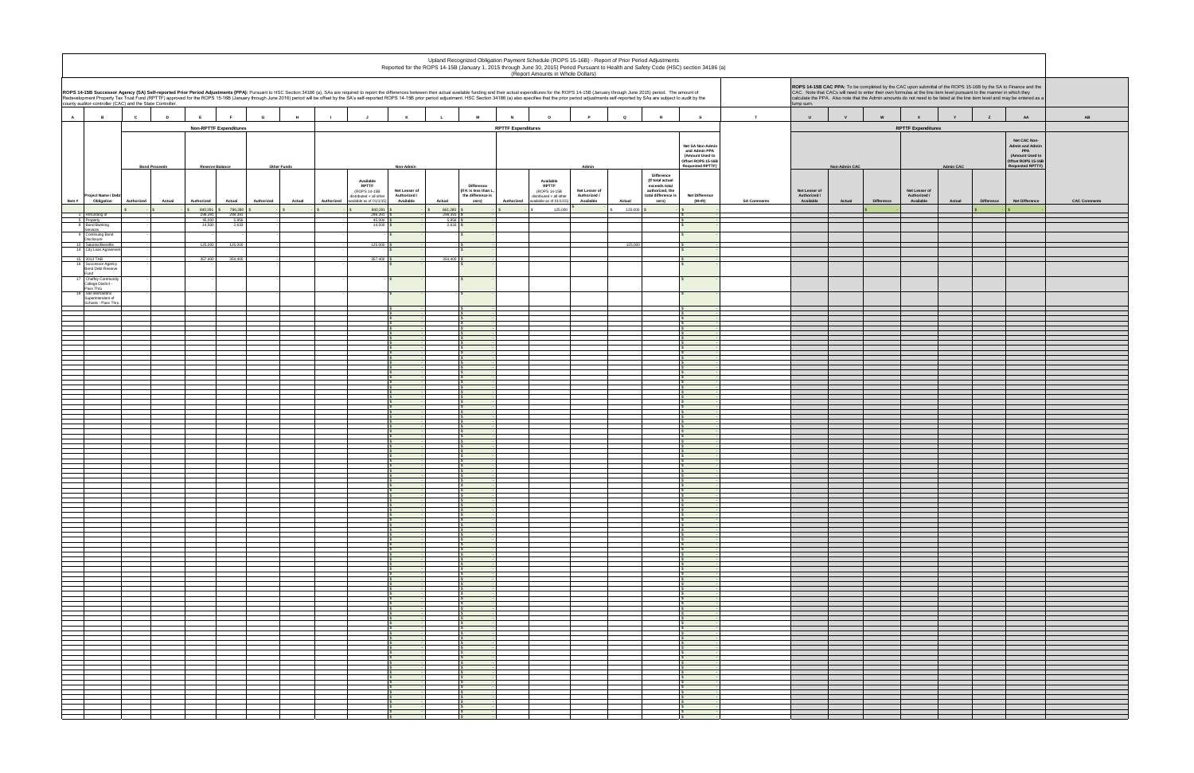Upland Recognized Obligation Payment Schedule (ROPS 15-16B) - Report of Prior Period Adjustments
Reported for the ROPS 14-15B (January 1, 2015 through June 30, 2015) Period Pursuant to Health and Safety Code (HSC) section 34186 (a)
(Report Amounts in Whole Dollars)

**ROPS 14-15B Successor Agency (SA) Self-reported Prior Period Adjustments (PPA):** Pursuant to HSC Section 34186 (a), SAs are required to report the differences between their actual available funding and their actual expenditures for the ROPS 14-15B (January through June 2015) period. The amount of Redevelopment Property Tax Trust Fund (RPTTF) approved for the ROPS 15-16B (January through June 2016) period will be offset by the SA's self-reported ROPS 14-15B prior period adjustment. HSC Section 34186 (a) also specifies that the prior period adjustments self-reported by SAs are subject to audit by the county auditor-controller (CAC) and the State Controller.

**ROPS 14-15B CAC PPA:** To be completed by the CAC upon submittal of the ROPS 15-16B by the SA to Finance and the CAC. Note that CACs will need to enter their own formulas at the line item level pursuant to the manner in which they calculate the PPA. Also note that the Admin amounts do not need to be listed at the line item level and may be entered as a lump sum.

| A | B | C | D | E | F | G | H | I | J | K | L | M | N | O | P | Q | R | S | T | U | V | W | X | Y | Z | AA | AB |
|---|---|---|---|---|---|---|---|---|---|---|---|---|---|---|---|---|---|---|---|---|---|---|---|---|---|---|---|
| | | Non-RPTTF Expenditures | | | | | | RPTTF Expenditures | | | | | | | | | | | | RPTTF Expenditures | | | | | | | |
| | | Bond Proceeds | | Reserve Balance | | Other Funds | | Non-Admin | | | | | Admin | | | | | Net SA Non-Admin and Admin PPA (Amount Used to Offset ROPS 15-16B Requested RPTTF) | | Non-Admin CAC | | | Admin CAC | | | Net CAC Non-Admin and Admin PPA (Amount Used to Offset ROPS 15-16B Requested RPTTF) | |
| Item # | Project Name / Debt Obligation | Authorized | Actual | Authorized | Actual | Authorized | Actual | Authorized | Available RPTTF (ROPS 14-15B distributed + all other available as of 01/1/15) | Net Lesser of Authorized / Available | Actual | Difference (If K is less than L, the difference is zero) | Authorized | Available RPTTF (ROPS 14-15B distributed + all other available as of 01/1/15) | Net Lesser of Authorized / Available | Actual | Difference (If total actual exceeds total authorized, the total difference is zero) | Net Difference (M+R) | SA Comments | Net Lesser of Authorized / Available | Actual | Difference | Net Lesser of Authorized / Available | Actual | Difference | Net Difference | CAC Comments |
| | | $ - | $ - | $ 880,291 | $ 786,290 | $ - | $ - | $ - | $ 880,291 | $ - | $ 661,280 | $ - | $ - | $ 125,000 | $ - | $ 125,000 | $ - | $ - | | | | $ - | | | $ - | $ - | |
| 3 | Refunding of | | | 298,391 | 298,391 | | | | 298,391 | $ - | 298,391 | $ - | | | | | | $ - | | | | | | | | | |
| 5 | Property | | | 45,000 | 5,956 | | | | 45,000 | $ - | 5,956 | $ - | | | | | | $ - | | | | | | | | | |
| 8 | Bond Banking Services | | | 14,500 | 2,633 | | | | 14,500 | $ - | 2,633 | $ - | | | | | | $ - | | | | | | | | | |
| 9 | Continuing Bond Disclosure | | | - | - | | | | - | $ - | - | $ - | | | | | | $ - | | | | | | | | | |
| 10 | Salaries/Benefits | | | 125,000 | 125,000 | | | | 125,000 | $ - | | $ - | | | | 125,000 | | $ - | | | | | | | | | |
| 14 | City Loan Agreement | | | | | | | | | $ - | | $ - | | | | | | $ - | | | | | | | | | |
| 15 | 2013 TAB | | | 357,400 | 354,400 | | | | 357,400 | $ - | 354,400 | $ - | | | | | | $ - | | | | | | | | | |
| 16 | Successor Agency Bond Debt Reserve Fund | | | | | | | | | $ - | | $ - | | | | | | $ - | | | | | | | | | |
| 17 | Chaffey Community College District - Pass Thru | - | | - | | - | | - | - | $ - | - | $ - | | | | | | $ - | | | | | | | | | |
| 18 | San Bernardino Superintendent of Schools - Pass Thru | | | | | | | | | $ - | | $ - | | | | | | $ - | | | | | | | | | |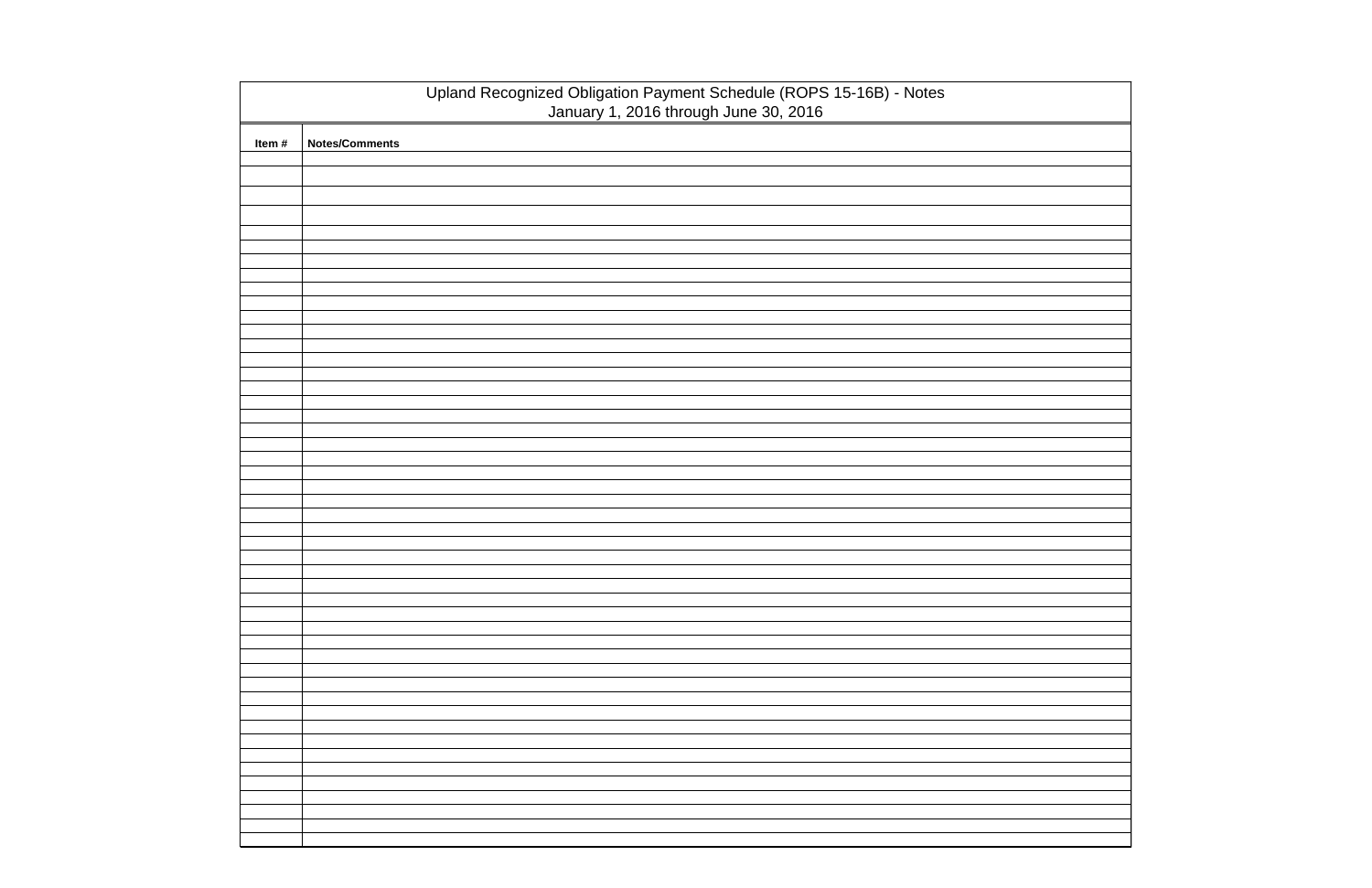# Upland Recognized Obligation Payment Schedule (ROPS 15-16B) - Notes

## January 1, 2016 through June 30, 2016

| Item # | Notes/Comments |
|---|---|
| | |